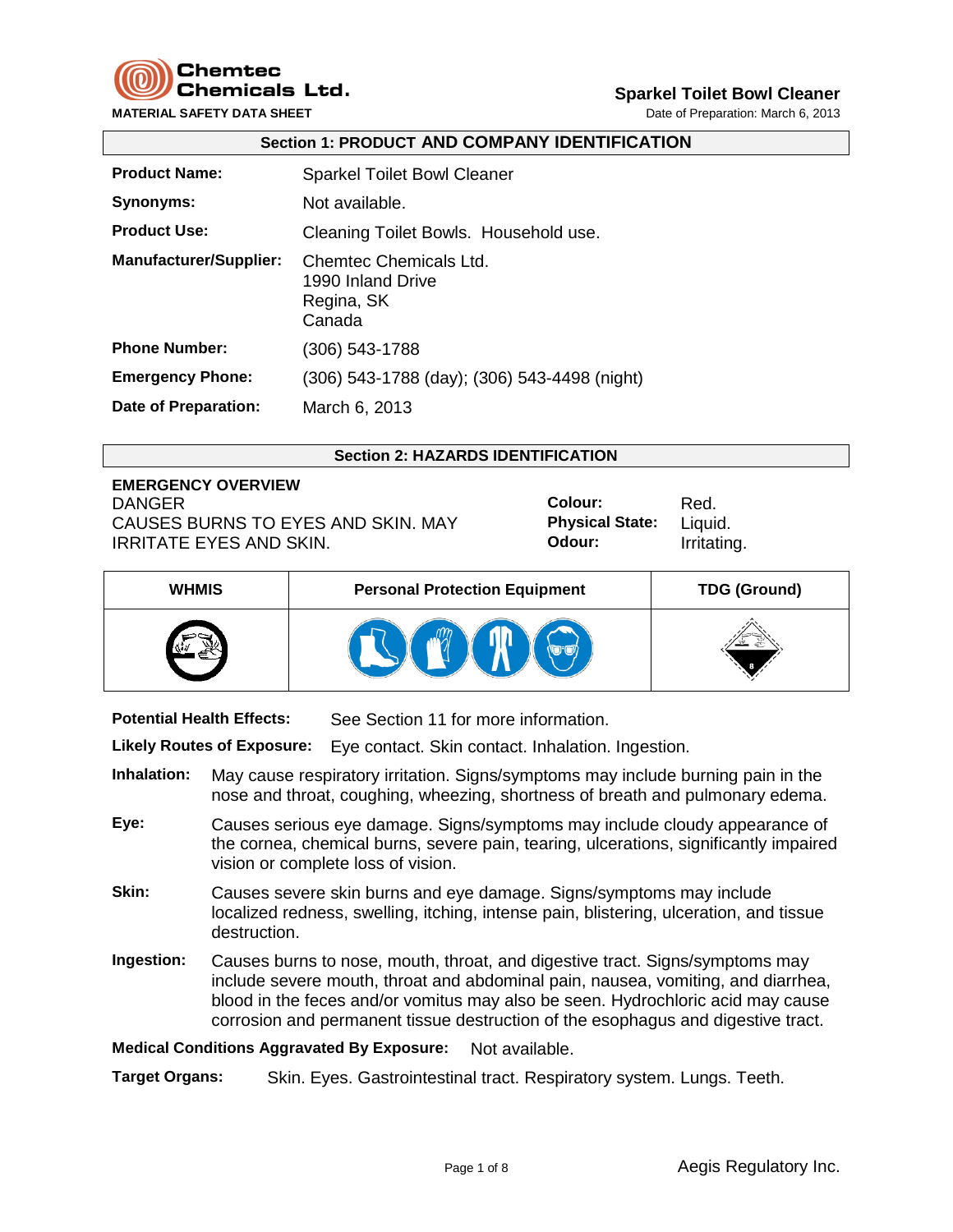Chemtec Chemicals Ltd.

MATERIAL SAFETY DATA SHEET

**Sparkel Toilet Bowl Cleaner**

Date of Preparation: March 6, 2013

## Section 1: PRODUCT AND COMPANY IDENTIFICATION

| | |
|---|---|
| **Product Name:** | Sparkel Toilet Bowl Cleaner |
| **Synonyms:** | Not available. |
| **Product Use:** | Cleaning Toilet Bowls. Household use. |
| **Manufacturer/Supplier:** | Chemtec Chemicals Ltd.<br>1990 Inland Drive<br>Regina, SK<br>Canada |
| **Phone Number:** | (306) 543-1788 |
| **Emergency Phone:** | (306) 543-1788 (day); (306) 543-4498 (night) |
| **Date of Preparation:** | March 6, 2013 |

## Section 2: HAZARDS IDENTIFICATION

**EMERGENCY OVERVIEW**

DANGER

CAUSES BURNS TO EYES AND SKIN. MAY IRRITATE EYES AND SKIN.

| | |
|---|---|
| **Colour:** | Red. |
| **Physical State:** | Liquid. |
| **Odour:** | Irritating. |

| WHMIS | Personal Protection Equipment | TDG (Ground) |
|---|---|---|
| | | |

**Potential Health Effects:** See Section 11 for more information.

**Likely Routes of Exposure:** Eye contact. Skin contact. Inhalation. Ingestion.

**Inhalation:** May cause respiratory irritation. Signs/symptoms may include burning pain in the nose and throat, coughing, wheezing, shortness of breath and pulmonary edema.

**Eye:** Causes serious eye damage. Signs/symptoms may include cloudy appearance of the cornea, chemical burns, severe pain, tearing, ulcerations, significantly impaired vision or complete loss of vision.

**Skin:** Causes severe skin burns and eye damage. Signs/symptoms may include localized redness, swelling, itching, intense pain, blistering, ulceration, and tissue destruction.

**Ingestion:** Causes burns to nose, mouth, throat, and digestive tract. Signs/symptoms may include severe mouth, throat and abdominal pain, nausea, vomiting, and diarrhea, blood in the feces and/or vomitus may also be seen. Hydrochloric acid may cause corrosion and permanent tissue destruction of the esophagus and digestive tract.

**Medical Conditions Aggravated By Exposure:** Not available.

**Target Organs:** Skin. Eyes. Gastrointestinal tract. Respiratory system. Lungs. Teeth.

Aegis Regulatory Inc.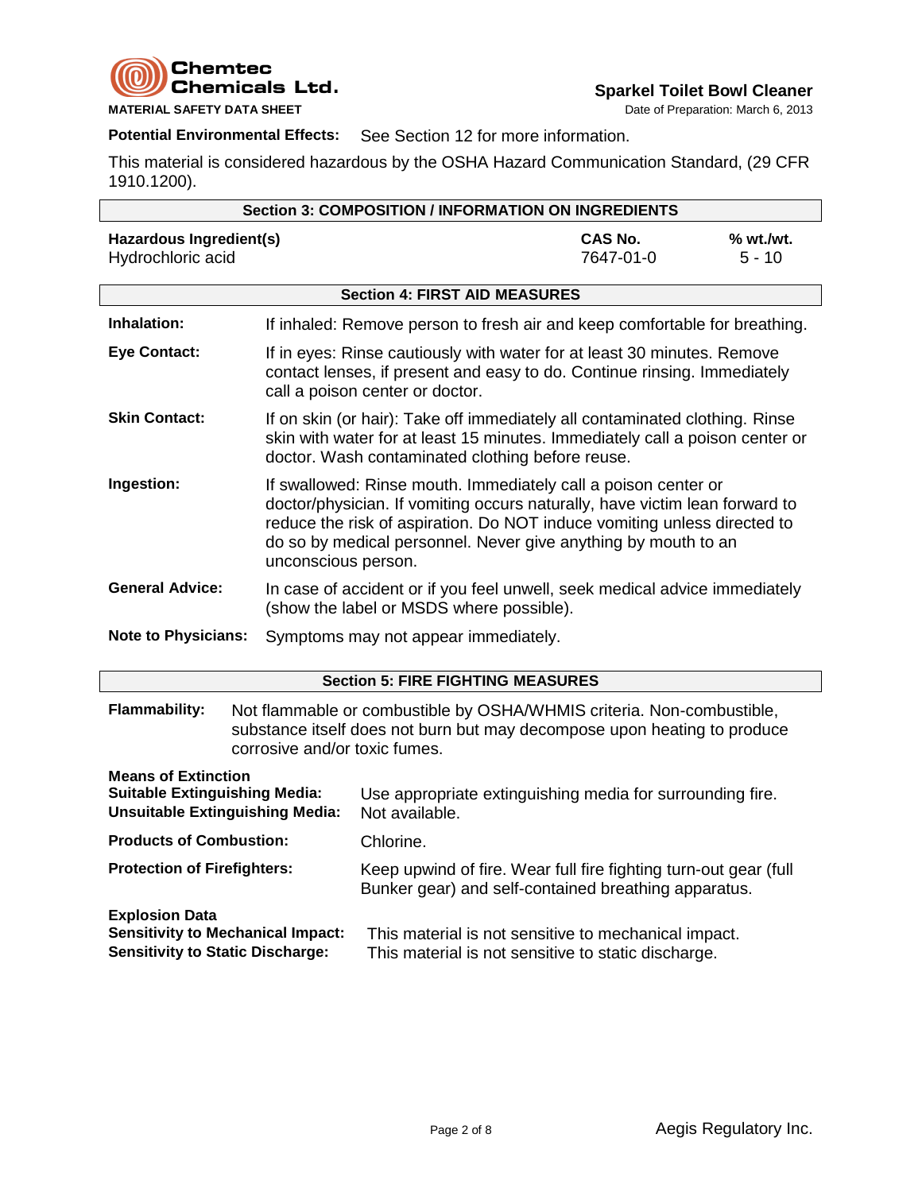**Potential Environmental Effects:** See Section 12 for more information.

This material is considered hazardous by the OSHA Hazard Communication Standard, (29 CFR 1910.1200).

## Section 3: COMPOSITION / INFORMATION ON INGREDIENTS

| Hazardous Ingredient(s) | CAS No. | % wt./wt. |
|---|---|---|
| Hydrochloric acid | 7647-01-0 | 5 - 10 |

## Section 4: FIRST AID MEASURES

**Inhalation:** If inhaled: Remove person to fresh air and keep comfortable for breathing.

**Eye Contact:** If in eyes: Rinse cautiously with water for at least 30 minutes. Remove contact lenses, if present and easy to do. Continue rinsing. Immediately call a poison center or doctor.

**Skin Contact:** If on skin (or hair): Take off immediately all contaminated clothing. Rinse skin with water for at least 15 minutes. Immediately call a poison center or doctor. Wash contaminated clothing before reuse.

**Ingestion:** If swallowed: Rinse mouth. Immediately call a poison center or doctor/physician. If vomiting occurs naturally, have victim lean forward to reduce the risk of aspiration. Do NOT induce vomiting unless directed to do so by medical personnel. Never give anything by mouth to an unconscious person.

**General Advice:** In case of accident or if you feel unwell, seek medical advice immediately (show the label or MSDS where possible).

**Note to Physicians:** Symptoms may not appear immediately.

## Section 5: FIRE FIGHTING MEASURES

**Flammability:** Not flammable or combustible by OSHA/WHMIS criteria. Non-combustible, substance itself does not burn but may decompose upon heating to produce corrosive and/or toxic fumes.

**Means of Extinction**

**Suitable Extinguishing Media:** Use appropriate extinguishing media for surrounding fire.

**Unsuitable Extinguishing Media:** Not available.

**Products of Combustion:** Chlorine.

**Protection of Firefighters:** Keep upwind of fire. Wear full fire fighting turn-out gear (full Bunker gear) and self-contained breathing apparatus.

**Explosion Data**

**Sensitivity to Mechanical Impact:** This material is not sensitive to mechanical impact.

**Sensitivity to Static Discharge:** This material is not sensitive to static discharge.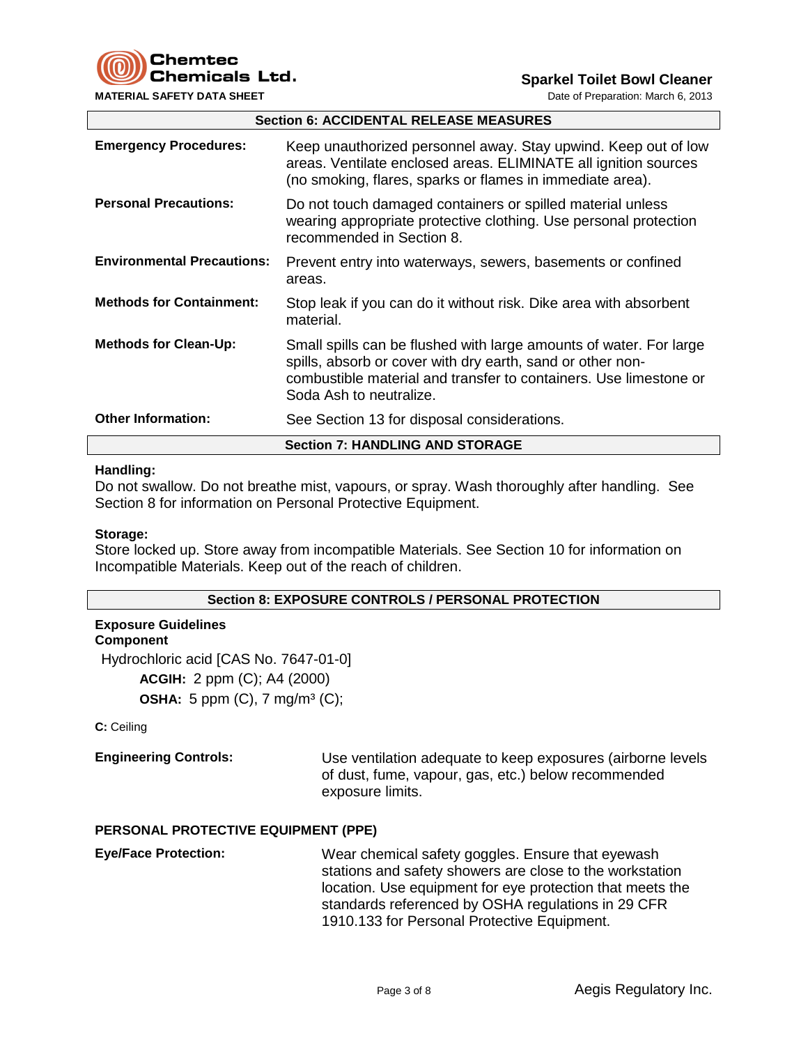## Section 6: ACCIDENTAL RELEASE MEASURES

**Emergency Procedures:** Keep unauthorized personnel away. Stay upwind. Keep out of low areas. Ventilate enclosed areas. ELIMINATE all ignition sources (no smoking, flares, sparks or flames in immediate area).

**Personal Precautions:** Do not touch damaged containers or spilled material unless wearing appropriate protective clothing. Use personal protection recommended in Section 8.

**Environmental Precautions:** Prevent entry into waterways, sewers, basements or confined areas.

**Methods for Containment:** Stop leak if you can do it without risk. Dike area with absorbent material.

**Methods for Clean-Up:** Small spills can be flushed with large amounts of water. For large spills, absorb or cover with dry earth, sand or other non-combustible material and transfer to containers. Use limestone or Soda Ash to neutralize.

**Other Information:** See Section 13 for disposal considerations.

## Section 7: HANDLING AND STORAGE

**Handling:**
Do not swallow. Do not breathe mist, vapours, or spray. Wash thoroughly after handling. See Section 8 for information on Personal Protective Equipment.

**Storage:**
Store locked up. Store away from incompatible Materials. See Section 10 for information on Incompatible Materials. Keep out of the reach of children.

## Section 8: EXPOSURE CONTROLS / PERSONAL PROTECTION

**Exposure Guidelines**
**Component**

Hydrochloric acid [CAS No. 7647-01-0]

**ACGIH:** 2 ppm (C); A4 (2000)

**OSHA:** 5 ppm (C), 7 mg/m³ (C);

**C:** Ceiling

**Engineering Controls:** Use ventilation adequate to keep exposures (airborne levels of dust, fume, vapour, gas, etc.) below recommended exposure limits.

### PERSONAL PROTECTIVE EQUIPMENT (PPE)

**Eye/Face Protection:** Wear chemical safety goggles. Ensure that eyewash stations and safety showers are close to the workstation location. Use equipment for eye protection that meets the standards referenced by OSHA regulations in 29 CFR 1910.133 for Personal Protective Equipment.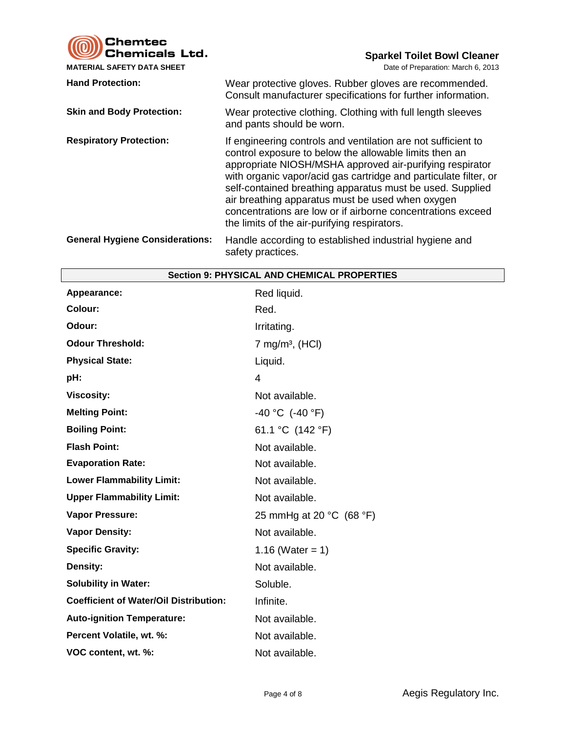| | |
|---|---|
| **Hand Protection:** | Wear protective gloves. Rubber gloves are recommended. Consult manufacturer specifications for further information. |
| **Skin and Body Protection:** | Wear protective clothing. Clothing with full length sleeves and pants should be worn. |
| **Respiratory Protection:** | If engineering controls and ventilation are not sufficient to control exposure to below the allowable limits then an appropriate NIOSH/MSHA approved air-purifying respirator with organic vapor/acid gas cartridge and particulate filter, or self-contained breathing apparatus must be used. Supplied air breathing apparatus must be used when oxygen concentrations are low or if airborne concentrations exceed the limits of the air-purifying respirators. |
| **General Hygiene Considerations:** | Handle according to established industrial hygiene and safety practices. |

## Section 9: PHYSICAL AND CHEMICAL PROPERTIES

| | |
|---|---|
| **Appearance:** | Red liquid. |
| **Colour:** | Red. |
| **Odour:** | Irritating. |
| **Odour Threshold:** | 7 mg/m³, (HCl) |
| **Physical State:** | Liquid. |
| **pH:** | 4 |
| **Viscosity:** | Not available. |
| **Melting Point:** | -40 °C (-40 °F) |
| **Boiling Point:** | 61.1 °C (142 °F) |
| **Flash Point:** | Not available. |
| **Evaporation Rate:** | Not available. |
| **Lower Flammability Limit:** | Not available. |
| **Upper Flammability Limit:** | Not available. |
| **Vapor Pressure:** | 25 mmHg at 20 °C (68 °F) |
| **Vapor Density:** | Not available. |
| **Specific Gravity:** | 1.16 (Water = 1) |
| **Density:** | Not available. |
| **Solubility in Water:** | Soluble. |
| **Coefficient of Water/Oil Distribution:** | Infinite. |
| **Auto-ignition Temperature:** | Not available. |
| **Percent Volatile, wt. %:** | Not available. |
| **VOC content, wt. %:** | Not available. |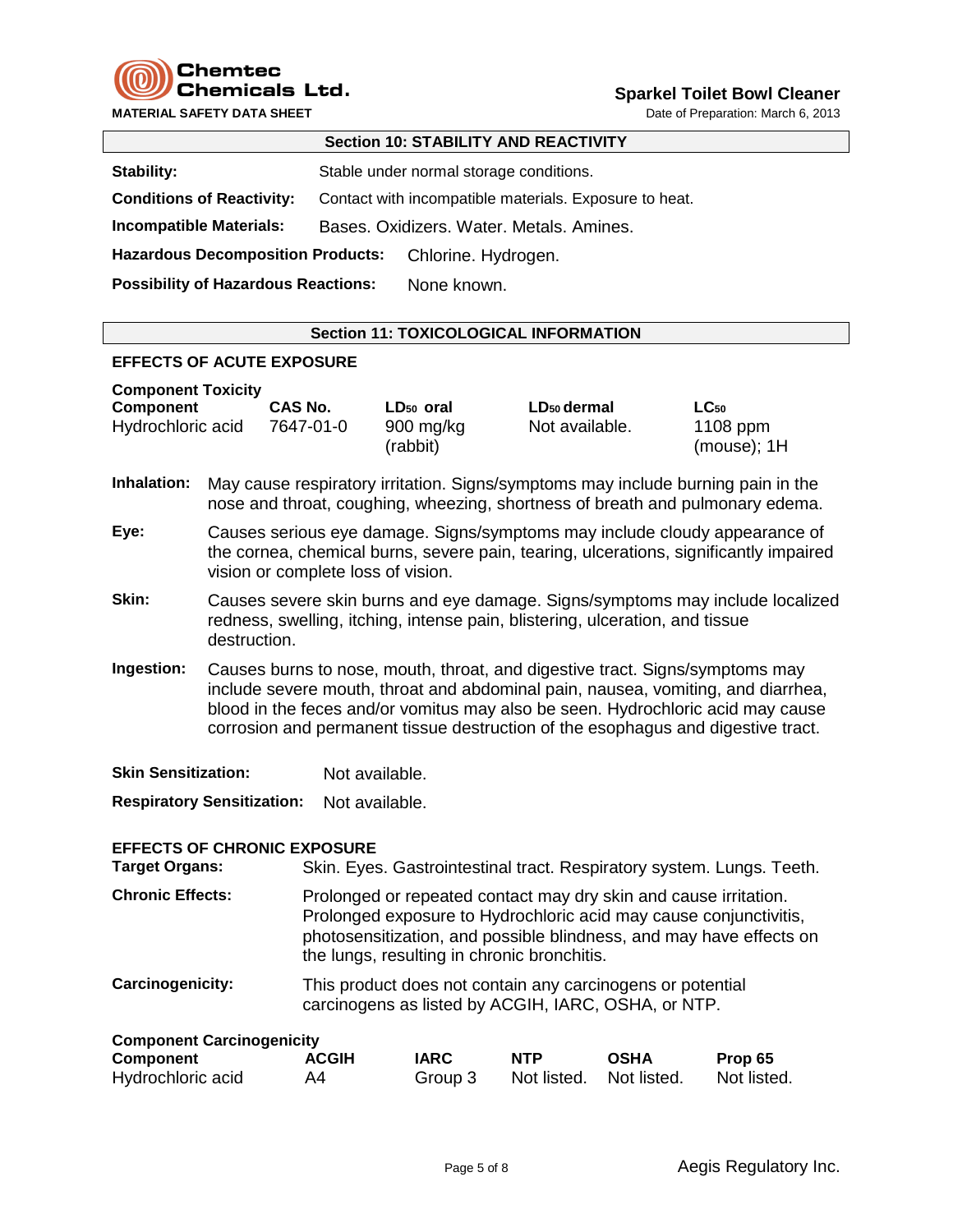## Section 10: STABILITY AND REACTIVITY

**Stability:** Stable under normal storage conditions.

**Conditions of Reactivity:** Contact with incompatible materials. Exposure to heat.

**Incompatible Materials:** Bases. Oxidizers. Water. Metals. Amines.

**Hazardous Decomposition Products:** Chlorine. Hydrogen.

**Possibility of Hazardous Reactions:** None known.

## Section 11: TOXICOLOGICAL INFORMATION

### EFFECTS OF ACUTE EXPOSURE

**Component Toxicity**

| Component | CAS No. | $LD_{50}$ oral | $LD_{50}$ dermal | $LC_{50}$ |
|---|---|---|---|---|
| Hydrochloric acid | 7647-01-0 | 900 mg/kg (rabbit) | Not available. | 1108 ppm (mouse); 1H |

**Inhalation:** May cause respiratory irritation. Signs/symptoms may include burning pain in the nose and throat, coughing, wheezing, shortness of breath and pulmonary edema.

**Eye:** Causes serious eye damage. Signs/symptoms may include cloudy appearance of the cornea, chemical burns, severe pain, tearing, ulcerations, significantly impaired vision or complete loss of vision.

**Skin:** Causes severe skin burns and eye damage. Signs/symptoms may include localized redness, swelling, itching, intense pain, blistering, ulceration, and tissue destruction.

**Ingestion:** Causes burns to nose, mouth, throat, and digestive tract. Signs/symptoms may include severe mouth, throat and abdominal pain, nausea, vomiting, and diarrhea, blood in the feces and/or vomitus may also be seen. Hydrochloric acid may cause corrosion and permanent tissue destruction of the esophagus and digestive tract.

**Skin Sensitization:** Not available.

**Respiratory Sensitization:** Not available.

### EFFECTS OF CHRONIC EXPOSURE

**Target Organs:** Skin. Eyes. Gastrointestinal tract. Respiratory system. Lungs. Teeth.

**Chronic Effects:** Prolonged or repeated contact may dry skin and cause irritation. Prolonged exposure to Hydrochloric acid may cause conjunctivitis, photosensitization, and possible blindness, and may have effects on the lungs, resulting in chronic bronchitis.

**Carcinogenicity:** This product does not contain any carcinogens or potential carcinogens as listed by ACGIH, IARC, OSHA, or NTP.

**Component Carcinogenicity**

| Component | ACGIH | IARC | NTP | OSHA | Prop 65 |
|---|---|---|---|---|---|
| Hydrochloric acid | A4 | Group 3 | Not listed. | Not listed. | Not listed. |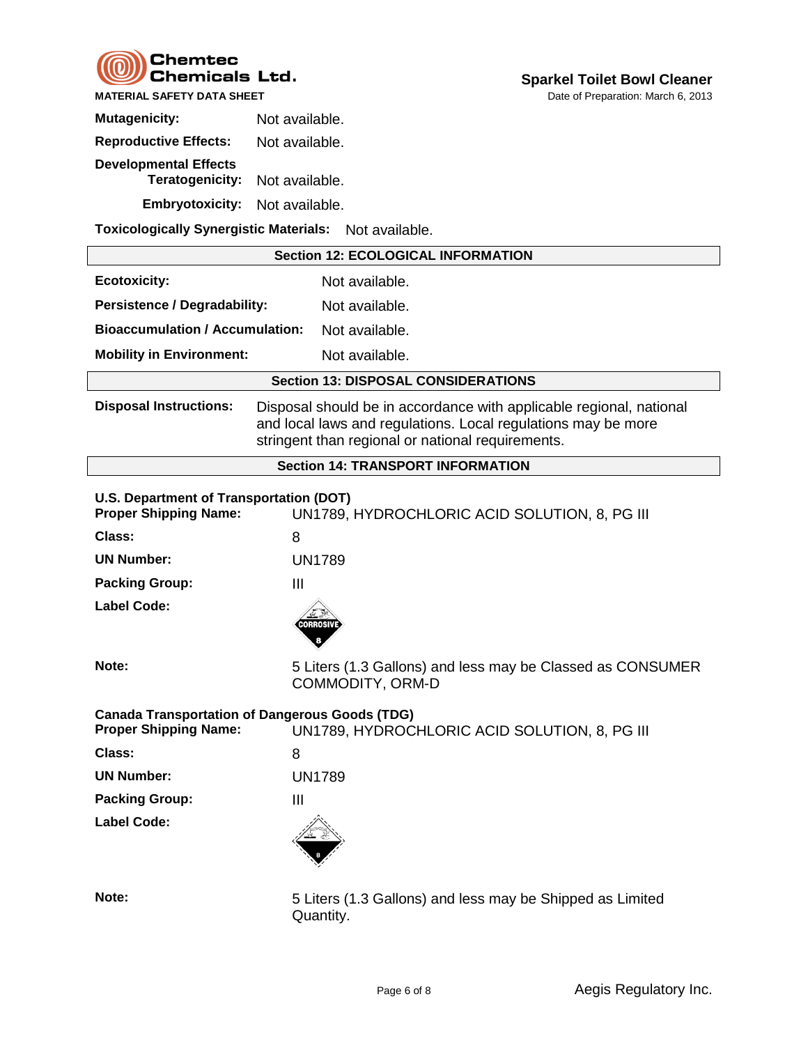**Mutagenicity:** Not available.

**Reproductive Effects:** Not available.

**Developmental Effects**

**Teratogenicity:** Not available.

**Embryotoxicity:** Not available.

**Toxicologically Synergistic Materials:** Not available.

## Section 12: ECOLOGICAL INFORMATION

| | |
|---|---|
| **Ecotoxicity:** | Not available. |
| **Persistence / Degradability:** | Not available. |
| **Bioaccumulation / Accumulation:** | Not available. |
| **Mobility in Environment:** | Not available. |

## Section 13: DISPOSAL CONSIDERATIONS

**Disposal Instructions:** Disposal should be in accordance with applicable regional, national and local laws and regulations. Local regulations may be more stringent than regional or national requirements.

## Section 14: TRANSPORT INFORMATION

**U.S. Department of Transportation (DOT)**

| | |
|---|---|
| **Proper Shipping Name:** | UN1789, HYDROCHLORIC ACID SOLUTION, 8, PG III |
| **Class:** | 8 |
| **UN Number:** | UN1789 |
| **Packing Group:** | III |
| **Label Code:** | CORROSIVE 8 |
| **Note:** | 5 Liters (1.3 Gallons) and less may be Classed as CONSUMER COMMODITY, ORM-D |

**Canada Transportation of Dangerous Goods (TDG)**

| | |
|---|---|
| **Proper Shipping Name:** | UN1789, HYDROCHLORIC ACID SOLUTION, 8, PG III |
| **Class:** | 8 |
| **UN Number:** | UN1789 |
| **Packing Group:** | III |
| **Label Code:** | 8 |
| **Note:** | 5 Liters (1.3 Gallons) and less may be Shipped as Limited Quantity. |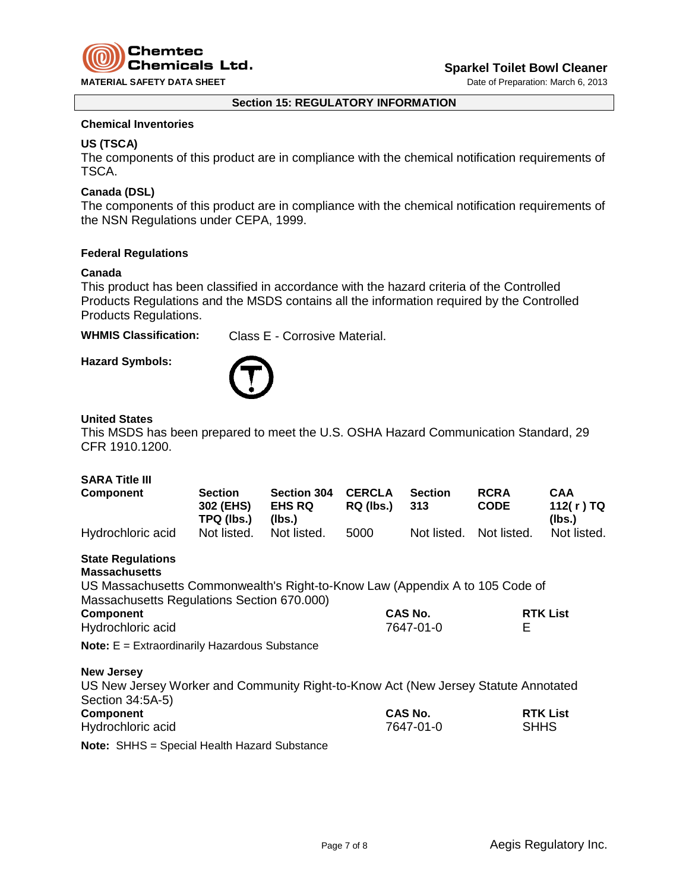## Section 15: REGULATORY INFORMATION

**Chemical Inventories**

**US (TSCA)**
The components of this product are in compliance with the chemical notification requirements of TSCA.

**Canada (DSL)**
The components of this product are in compliance with the chemical notification requirements of the NSN Regulations under CEPA, 1999.

**Federal Regulations**

**Canada**
This product has been classified in accordance with the hazard criteria of the Controlled Products Regulations and the MSDS contains all the information required by the Controlled Products Regulations.

**WHMIS Classification:** Class E - Corrosive Material.

**Hazard Symbols:**

**United States**
This MSDS has been prepared to meet the U.S. OSHA Hazard Communication Standard, 29 CFR 1910.1200.

**SARA Title III**

| Component | Section 302 (EHS) TPQ (lbs.) | Section 304 EHS RQ (lbs.) | CERCLA RQ (lbs.) | Section 313 | RCRA CODE | CAA 112( r ) TQ (lbs.) |
|---|---|---|---|---|---|---|
| Hydrochloric acid | Not listed. | Not listed. | 5000 | Not listed. | Not listed. | Not listed. |

**State Regulations**
**Massachusetts**
US Massachusetts Commonwealth's Right-to-Know Law (Appendix A to 105 Code of Massachusetts Regulations Section 670.000)

| Component | CAS No. | RTK List |
|---|---|---|
| Hydrochloric acid | 7647-01-0 | E |

**Note:** E = Extraordinarily Hazardous Substance

**New Jersey**
US New Jersey Worker and Community Right-to-Know Act (New Jersey Statute Annotated Section 34:5A-5)

| Component | CAS No. | RTK List |
|---|---|---|
| Hydrochloric acid | 7647-01-0 | SHHS |

**Note:** SHHS = Special Health Hazard Substance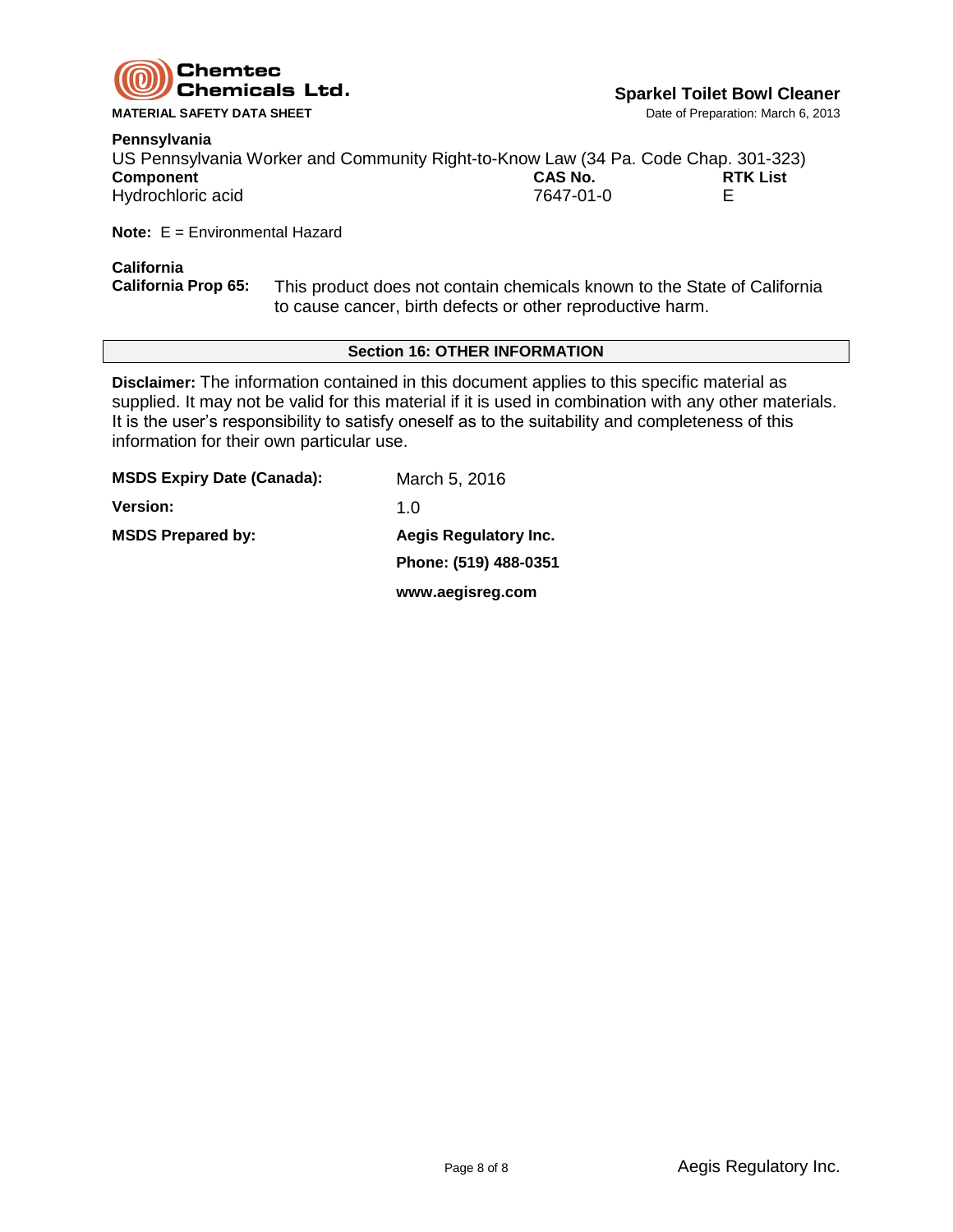**Pennsylvania**

US Pennsylvania Worker and Community Right-to-Know Law (34 Pa. Code Chap. 301-323)

| Component | CAS No. | RTK List |
|---|---|---|
| Hydrochloric acid | 7647-01-0 | E |

**Note:** E = Environmental Hazard

**California**

**California Prop 65:** This product does not contain chemicals known to the State of California to cause cancer, birth defects or other reproductive harm.

## Section 16: OTHER INFORMATION

**Disclaimer:** The information contained in this document applies to this specific material as supplied. It may not be valid for this material if it is used in combination with any other materials. It is the user's responsibility to satisfy oneself as to the suitability and completeness of this information for their own particular use.

| | |
|---|---|
| **MSDS Expiry Date (Canada):** | March 5, 2016 |
| **Version:** | 1.0 |
| **MSDS Prepared by:** | **Aegis Regulatory Inc.** |
| | **Phone: (519) 488-0351** |
| | **www.aegisreg.com** |